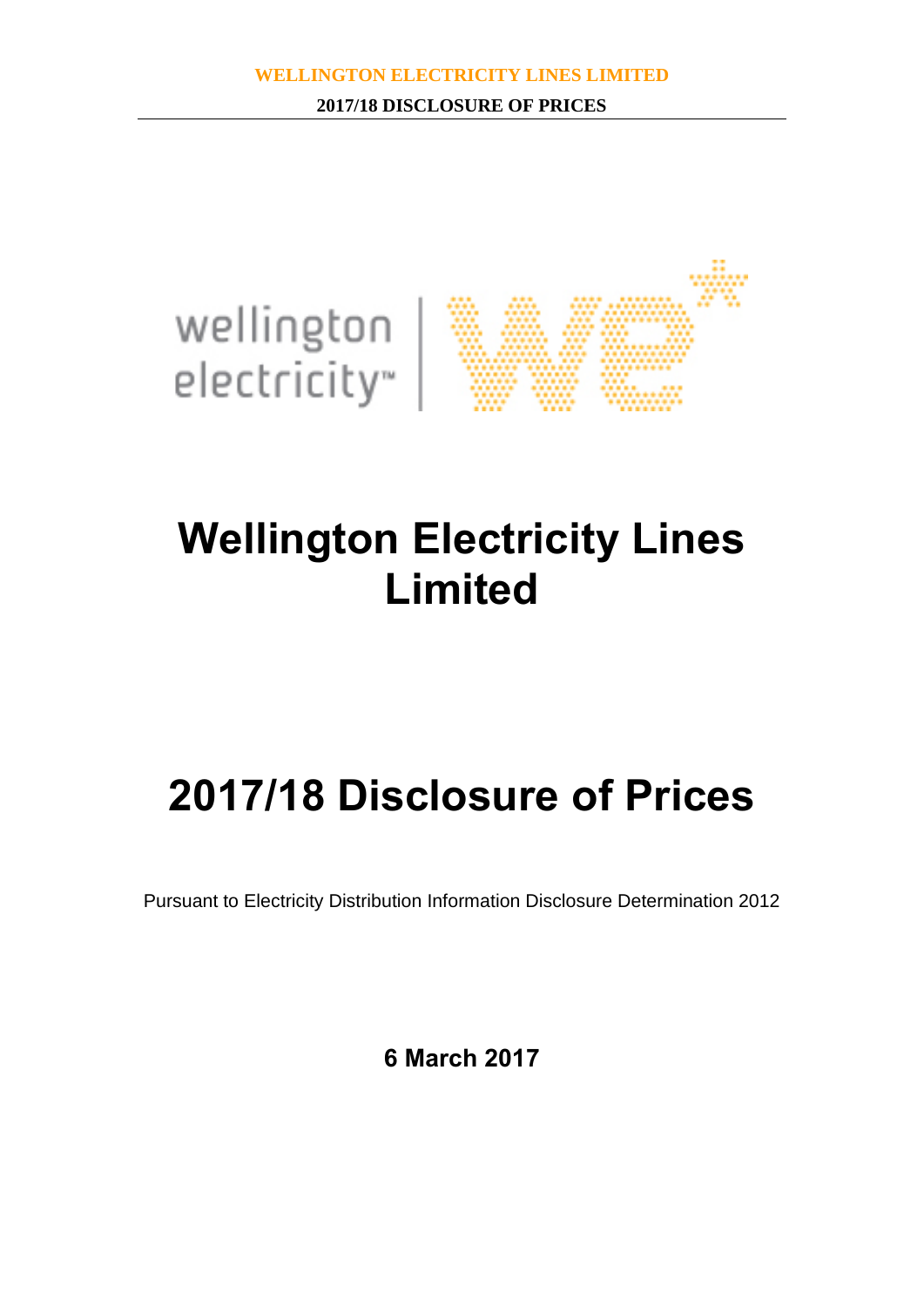# Wellington Electricity Lines Limited

# 2017/18 Disclosure of Prices

Pursuant to Electricity Distribution Information Disclosure Determination 2012

**6 March 2017**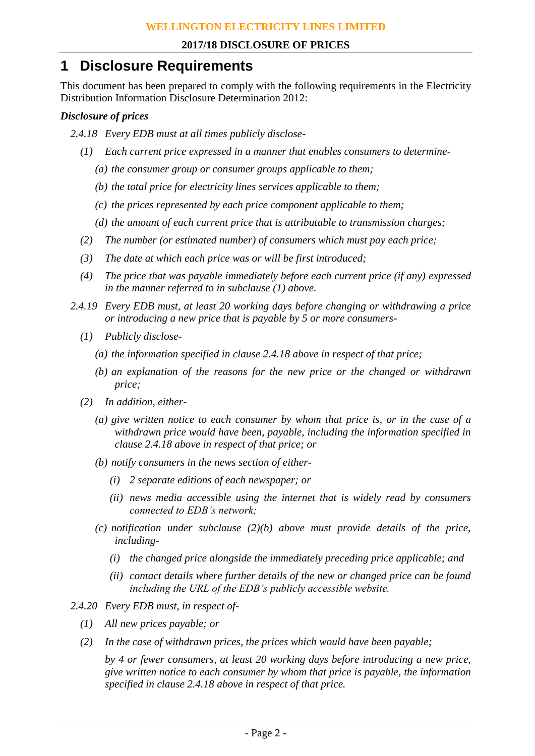# 1 Disclosure Requirements

This document has been prepared to comply with the following requirements in the Electricity Distribution Information Disclosure Determination 2012:

***Disclosure of prices***

*2.4.18 Every EDB must at all times publicly disclose-*

*(1) Each current price expressed in a manner that enables consumers to determine-*

*(a) the consumer group or consumer groups applicable to them;*

*(b) the total price for electricity lines services applicable to them;*

*(c) the prices represented by each price component applicable to them;*

*(d) the amount of each current price that is attributable to transmission charges;*

*(2) The number (or estimated number) of consumers which must pay each price;*

*(3) The date at which each price was or will be first introduced;*

*(4) The price that was payable immediately before each current price (if any) expressed in the manner referred to in subclause (1) above.*

*2.4.19 Every EDB must, at least 20 working days before changing or withdrawing a price or introducing a new price that is payable by 5 or more consumers-*

*(1) Publicly disclose-*

*(a) the information specified in clause 2.4.18 above in respect of that price;*

*(b) an explanation of the reasons for the new price or the changed or withdrawn price;*

*(2) In addition, either-*

*(a) give written notice to each consumer by whom that price is, or in the case of a withdrawn price would have been, payable, including the information specified in clause 2.4.18 above in respect of that price; or*

*(b) notify consumers in the news section of either-*

*(i) 2 separate editions of each newspaper; or*

*(ii) news media accessible using the internet that is widely read by consumers connected to EDB's network;*

*(c) notification under subclause (2)(b) above must provide details of the price, including-*

*(i) the changed price alongside the immediately preceding price applicable; and*

*(ii) contact details where further details of the new or changed price can be found including the URL of the EDB's publicly accessible website.*

*2.4.20 Every EDB must, in respect of-*

*(1) All new prices payable; or*

*(2) In the case of withdrawn prices, the prices which would have been payable;*

*by 4 or fewer consumers, at least 20 working days before introducing a new price, give written notice to each consumer by whom that price is payable, the information specified in clause 2.4.18 above in respect of that price.*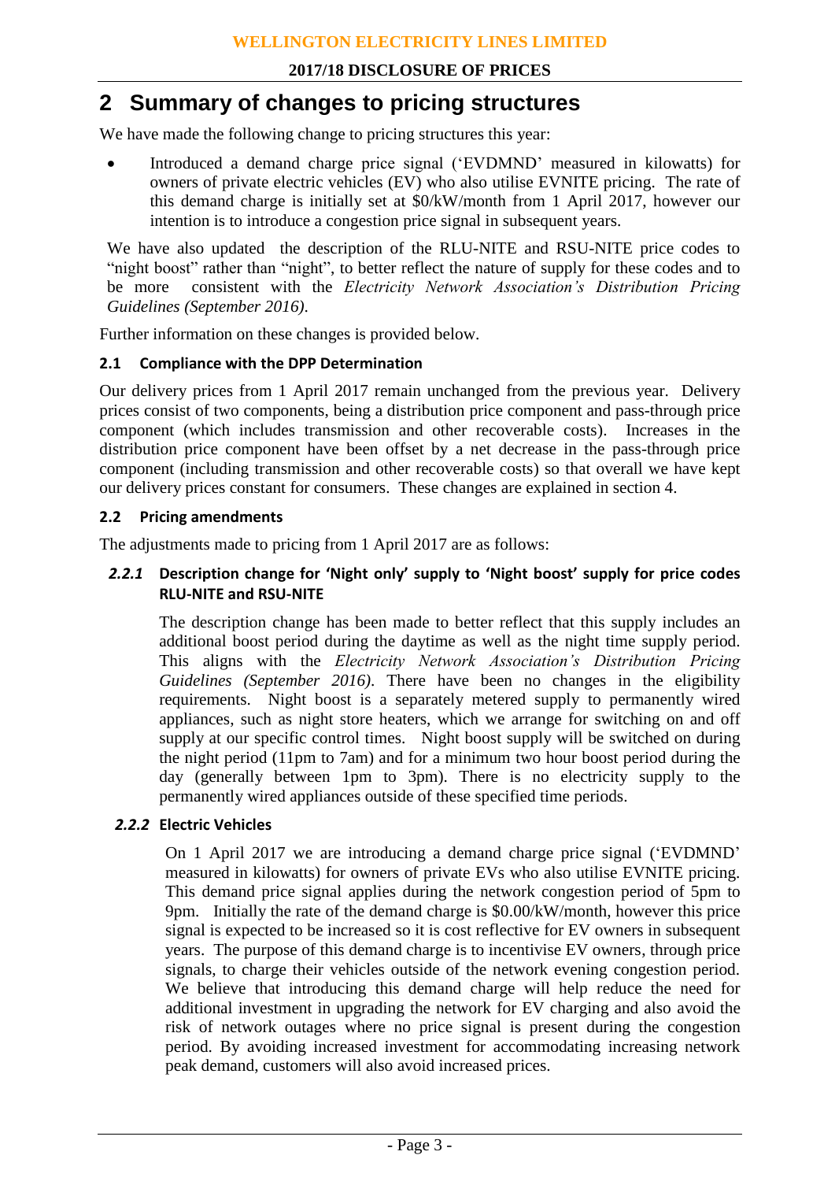# 2 Summary of changes to pricing structures

We have made the following change to pricing structures this year:

- Introduced a demand charge price signal ('EVDMND' measured in kilowatts) for owners of private electric vehicles (EV) who also utilise EVNITE pricing. The rate of this demand charge is initially set at $0/kW/month from 1 April 2017, however our intention is to introduce a congestion price signal in subsequent years.

We have also updated the description of the RLU-NITE and RSU-NITE price codes to "night boost" rather than "night", to better reflect the nature of supply for these codes and to be more consistent with the *Electricity Network Association's Distribution Pricing Guidelines (September 2016)*.

Further information on these changes is provided below.

### 2.1 Compliance with the DPP Determination

Our delivery prices from 1 April 2017 remain unchanged from the previous year. Delivery prices consist of two components, being a distribution price component and pass-through price component (which includes transmission and other recoverable costs). Increases in the distribution price component have been offset by a net decrease in the pass-through price component (including transmission and other recoverable costs) so that overall we have kept our delivery prices constant for consumers. These changes are explained in section 4.

### 2.2 Pricing amendments

The adjustments made to pricing from 1 April 2017 are as follows:

#### *2.2.1* Description change for 'Night only' supply to 'Night boost' supply for price codes RLU-NITE and RSU-NITE

The description change has been made to better reflect that this supply includes an additional boost period during the daytime as well as the night time supply period. This aligns with the *Electricity Network Association's Distribution Pricing Guidelines (September 2016)*. There have been no changes in the eligibility requirements. Night boost is a separately metered supply to permanently wired appliances, such as night store heaters, which we arrange for switching on and off supply at our specific control times. Night boost supply will be switched on during the night period (11pm to 7am) and for a minimum two hour boost period during the day (generally between 1pm to 3pm). There is no electricity supply to the permanently wired appliances outside of these specified time periods.

#### *2.2.2* Electric Vehicles

On 1 April 2017 we are introducing a demand charge price signal ('EVDMND' measured in kilowatts) for owners of private EVs who also utilise EVNITE pricing. This demand price signal applies during the network congestion period of 5pm to 9pm. Initially the rate of the demand charge is $0.00/kW/month, however this price signal is expected to be increased so it is cost reflective for EV owners in subsequent years. The purpose of this demand charge is to incentivise EV owners, through price signals, to charge their vehicles outside of the network evening congestion period. We believe that introducing this demand charge will help reduce the need for additional investment in upgrading the network for EV charging and also avoid the risk of network outages where no price signal is present during the congestion period. By avoiding increased investment for accommodating increasing network peak demand, customers will also avoid increased prices.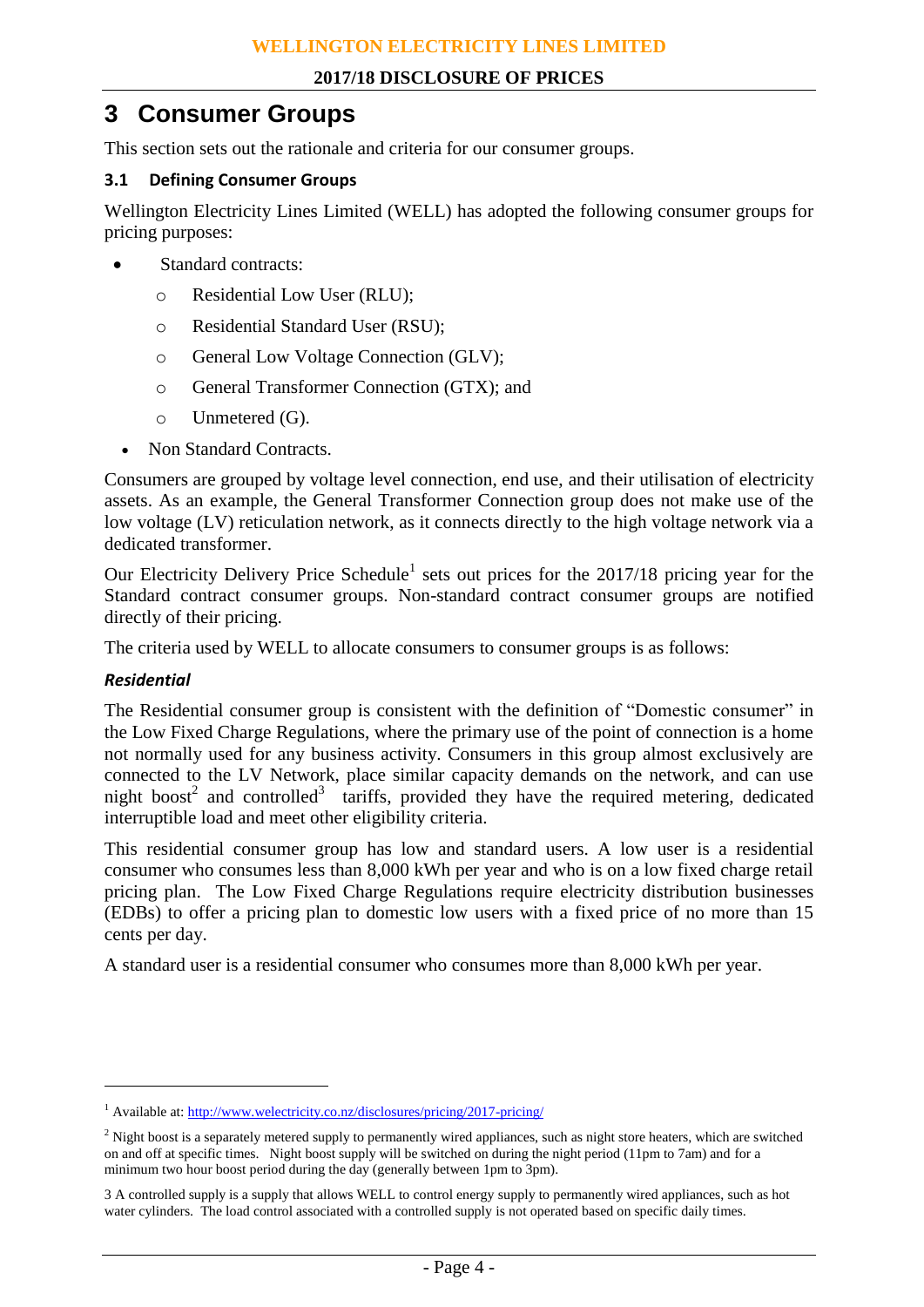# 3 Consumer Groups

This section sets out the rationale and criteria for our consumer groups.

## 3.1 Defining Consumer Groups

Wellington Electricity Lines Limited (WELL) has adopted the following consumer groups for pricing purposes:

- Standard contracts:
    - Residential Low User (RLU);
    - Residential Standard User (RSU);
    - General Low Voltage Connection (GLV);
    - General Transformer Connection (GTX); and
    - Unmetered (G).
- Non Standard Contracts.

Consumers are grouped by voltage level connection, end use, and their utilisation of electricity assets. As an example, the General Transformer Connection group does not make use of the low voltage (LV) reticulation network, as it connects directly to the high voltage network via a dedicated transformer.

Our Electricity Delivery Price Schedule[1] sets out prices for the 2017/18 pricing year for the Standard contract consumer groups. Non-standard contract consumer groups are notified directly of their pricing.

The criteria used by WELL to allocate consumers to consumer groups is as follows:

### *Residential*

The Residential consumer group is consistent with the definition of "Domestic consumer" in the Low Fixed Charge Regulations, where the primary use of the point of connection is a home not normally used for any business activity. Consumers in this group almost exclusively are connected to the LV Network, place similar capacity demands on the network, and can use night boost[2] and controlled[3] tariffs, provided they have the required metering, dedicated interruptible load and meet other eligibility criteria.

This residential consumer group has low and standard users. A low user is a residential consumer who consumes less than 8,000 kWh per year and who is on a low fixed charge retail pricing plan. The Low Fixed Charge Regulations require electricity distribution businesses (EDBs) to offer a pricing plan to domestic low users with a fixed price of no more than 15 cents per day.

A standard user is a residential consumer who consumes more than 8,000 kWh per year.

---

[1] Available at: http://www.welectricity.co.nz/disclosures/pricing/2017-pricing/

[2] Night boost is a separately metered supply to permanently wired appliances, such as night store heaters, which are switched on and off at specific times. Night boost supply will be switched on during the night period (11pm to 7am) and for a minimum two hour boost period during the day (generally between 1pm to 3pm).

[3] A controlled supply is a supply that allows WELL to control energy supply to permanently wired appliances, such as hot water cylinders. The load control associated with a controlled supply is not operated based on specific daily times.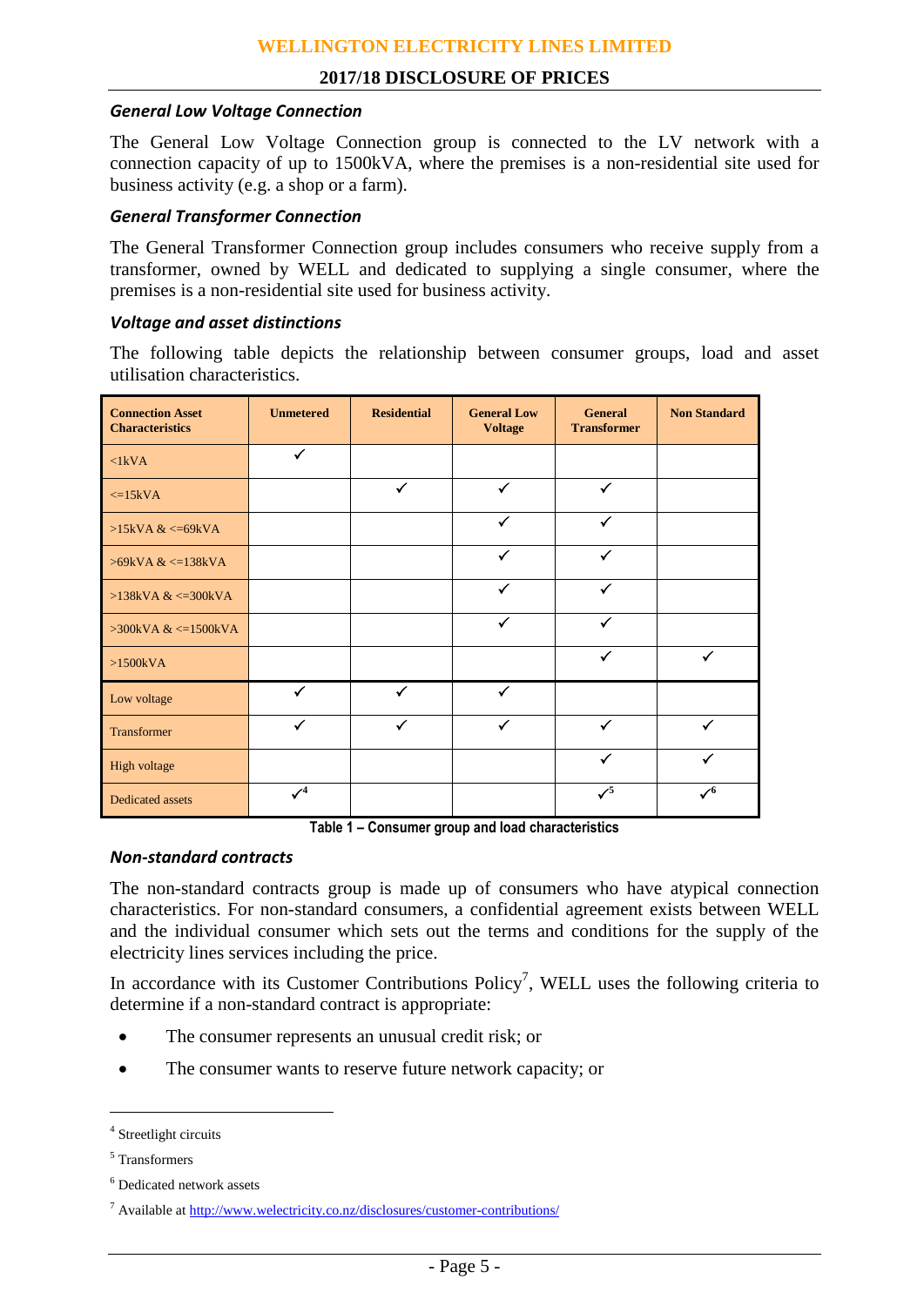### General Low Voltage Connection

The General Low Voltage Connection group is connected to the LV network with a connection capacity of up to 1500kVA, where the premises is a non-residential site used for business activity (e.g. a shop or a farm).

### General Transformer Connection

The General Transformer Connection group includes consumers who receive supply from a transformer, owned by WELL and dedicated to supplying a single consumer, where the premises is a non-residential site used for business activity.

### Voltage and asset distinctions

The following table depicts the relationship between consumer groups, load and asset utilisation characteristics.

| Connection Asset Characteristics | Unmetered | Residential | General Low Voltage | General Transformer | Non Standard |
|---|---|---|---|---|---|
| <1kVA | ✓ | | | | |
| <=15kVA | | ✓ | ✓ | ✓ | |
| >15kVA & <=69kVA | | | ✓ | ✓ | |
| >69kVA & <=138kVA | | | ✓ | ✓ | |
| >138kVA & <=300kVA | | | ✓ | ✓ | |
| >300kVA & <=1500kVA | | | ✓ | ✓ | |
| >1500kVA | | | | ✓ | ✓ |
| Low voltage | ✓ | ✓ | ✓ | | |
| Transformer | ✓ | ✓ | ✓ | ✓ | ✓ |
| High voltage | | | | ✓ | ✓ |
| Dedicated assets | ✓[4] | | | ✓[5] | ✓[6] |

**Table 1 – Consumer group and load characteristics**

### Non-standard contracts

The non-standard contracts group is made up of consumers who have atypical connection characteristics. For non-standard consumers, a confidential agreement exists between WELL and the individual consumer which sets out the terms and conditions for the supply of the electricity lines services including the price.

In accordance with its Customer Contributions Policy[7], WELL uses the following criteria to determine if a non-standard contract is appropriate:

- The consumer represents an unusual credit risk; or
- The consumer wants to reserve future network capacity; or

[4] Streetlight circuits

[5] Transformers

[6] Dedicated network assets

[7] Available at http://www.welectricity.co.nz/disclosures/customer-contributions/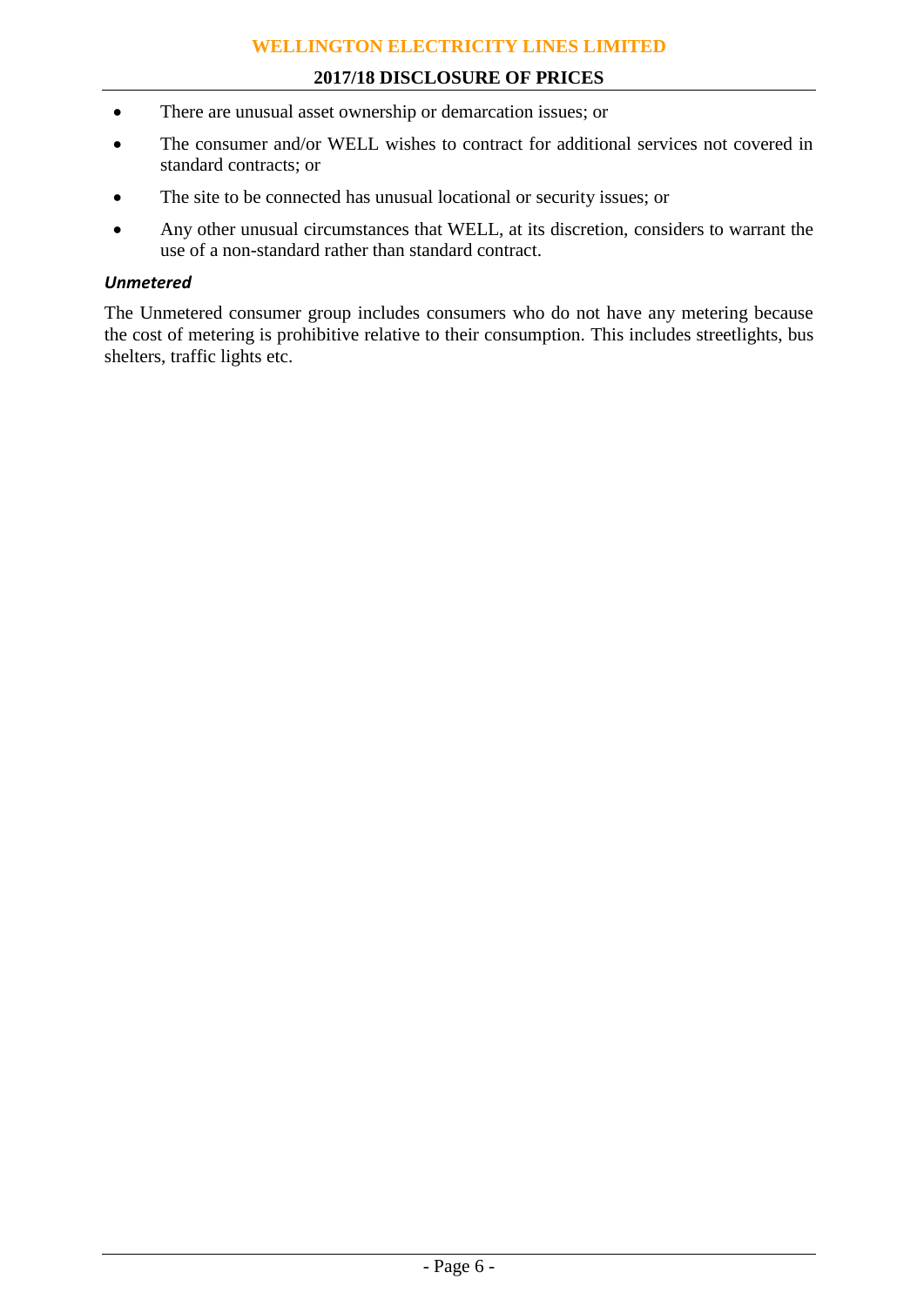- There are unusual asset ownership or demarcation issues; or
- The consumer and/or WELL wishes to contract for additional services not covered in standard contracts; or
- The site to be connected has unusual locational or security issues; or
- Any other unusual circumstances that WELL, at its discretion, considers to warrant the use of a non-standard rather than standard contract.

***Unmetered***

The Unmetered consumer group includes consumers who do not have any metering because the cost of metering is prohibitive relative to their consumption. This includes streetlights, bus shelters, traffic lights etc.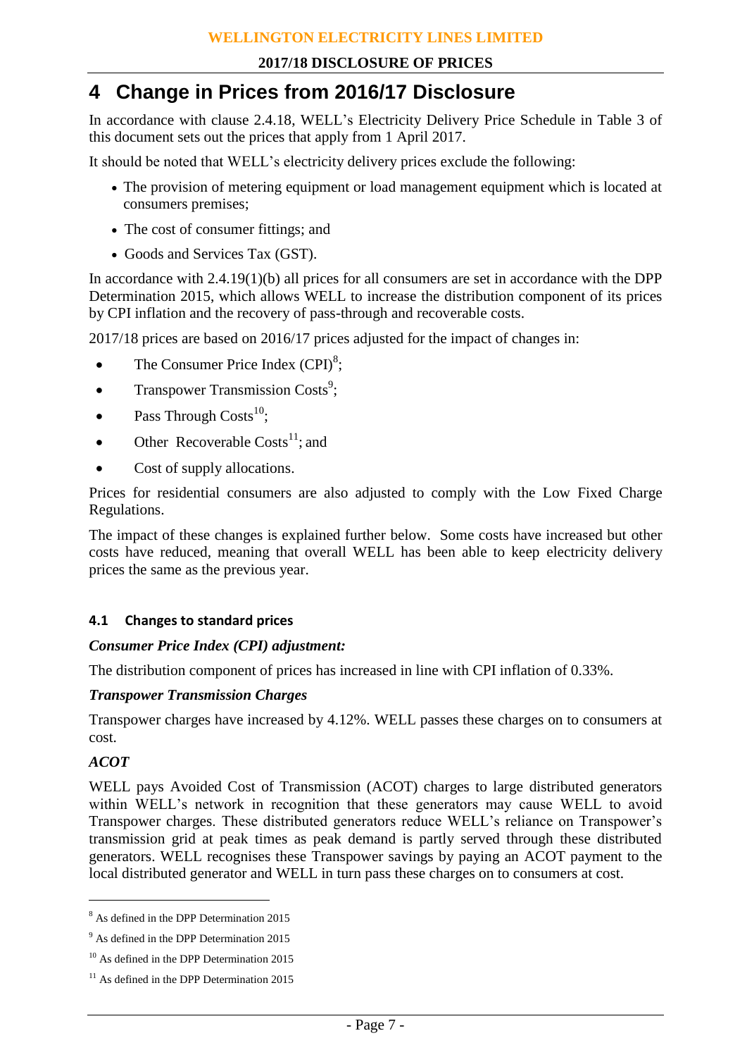# 4 Change in Prices from 2016/17 Disclosure

In accordance with clause 2.4.18, WELL's Electricity Delivery Price Schedule in Table 3 of this document sets out the prices that apply from 1 April 2017.

It should be noted that WELL's electricity delivery prices exclude the following:

- The provision of metering equipment or load management equipment which is located at consumers premises;
- The cost of consumer fittings; and
- Goods and Services Tax (GST).

In accordance with 2.4.19(1)(b) all prices for all consumers are set in accordance with the DPP Determination 2015, which allows WELL to increase the distribution component of its prices by CPI inflation and the recovery of pass-through and recoverable costs.

2017/18 prices are based on 2016/17 prices adjusted for the impact of changes in:

- The Consumer Price Index (CPI)[8];
- Transpower Transmission Costs[9];
- Pass Through Costs[10];
- Other Recoverable Costs[11]; and
- Cost of supply allocations.

Prices for residential consumers are also adjusted to comply with the Low Fixed Charge Regulations.

The impact of these changes is explained further below. Some costs have increased but other costs have reduced, meaning that overall WELL has been able to keep electricity delivery prices the same as the previous year.

## 4.1 Changes to standard prices

***Consumer Price Index (CPI) adjustment:***

The distribution component of prices has increased in line with CPI inflation of 0.33%.

***Transpower Transmission Charges***

Transpower charges have increased by 4.12%. WELL passes these charges on to consumers at cost.

***ACOT***

WELL pays Avoided Cost of Transmission (ACOT) charges to large distributed generators within WELL's network in recognition that these generators may cause WELL to avoid Transpower charges. These distributed generators reduce WELL's reliance on Transpower's transmission grid at peak times as peak demand is partly served through these distributed generators. WELL recognises these Transpower savings by paying an ACOT payment to the local distributed generator and WELL in turn pass these charges on to consumers at cost.

---

[8] As defined in the DPP Determination 2015

[9] As defined in the DPP Determination 2015

[10] As defined in the DPP Determination 2015

[11] As defined in the DPP Determination 2015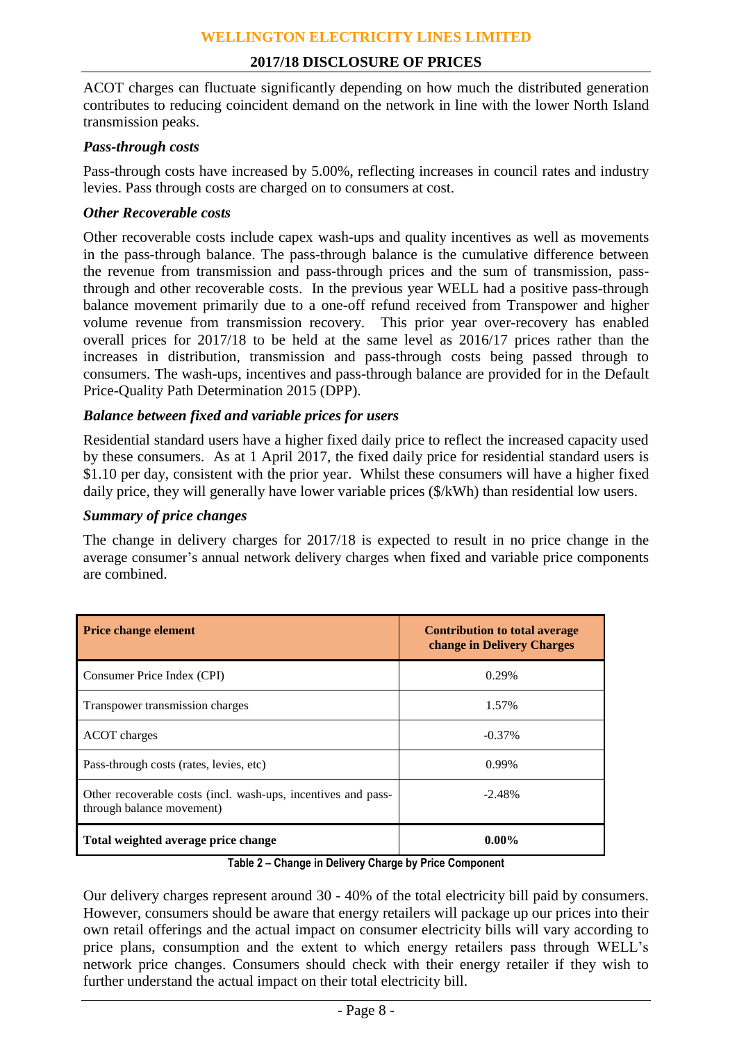ACOT charges can fluctuate significantly depending on how much the distributed generation contributes to reducing coincident demand on the network in line with the lower North Island transmission peaks.

### *Pass-through costs*

Pass-through costs have increased by 5.00%, reflecting increases in council rates and industry levies. Pass through costs are charged on to consumers at cost.

### *Other Recoverable costs*

Other recoverable costs include capex wash-ups and quality incentives as well as movements in the pass-through balance. The pass-through balance is the cumulative difference between the revenue from transmission and pass-through prices and the sum of transmission, pass-through and other recoverable costs. In the previous year WELL had a positive pass-through balance movement primarily due to a one-off refund received from Transpower and higher volume revenue from transmission recovery. This prior year over-recovery has enabled overall prices for 2017/18 to be held at the same level as 2016/17 prices rather than the increases in distribution, transmission and pass-through costs being passed through to consumers. The wash-ups, incentives and pass-through balance are provided for in the Default Price-Quality Path Determination 2015 (DPP).

### *Balance between fixed and variable prices for users*

Residential standard users have a higher fixed daily price to reflect the increased capacity used by these consumers. As at 1 April 2017, the fixed daily price for residential standard users is $1.10 per day, consistent with the prior year. Whilst these consumers will have a higher fixed daily price, they will generally have lower variable prices ($/kWh) than residential low users.

### *Summary of price changes*

The change in delivery charges for 2017/18 is expected to result in no price change in the average consumer's annual network delivery charges when fixed and variable price components are combined.

| **Price change element** | **Contribution to total average change in Delivery Charges** |
|---|---|
| Consumer Price Index (CPI) | 0.29% |
| Transpower transmission charges | 1.57% |
| ACOT charges | -0.37% |
| Pass-through costs (rates, levies, etc) | 0.99% |
| Other recoverable costs (incl. wash-ups, incentives and pass-through balance movement) | -2.48% |
| **Total weighted average price change** | **0.00%** |

**Table 2 – Change in Delivery Charge by Price Component**

Our delivery charges represent around 30 - 40% of the total electricity bill paid by consumers. However, consumers should be aware that energy retailers will package up our prices into their own retail offerings and the actual impact on consumer electricity bills will vary according to price plans, consumption and the extent to which energy retailers pass through WELL's network price changes. Consumers should check with their energy retailer if they wish to further understand the actual impact on their total electricity bill.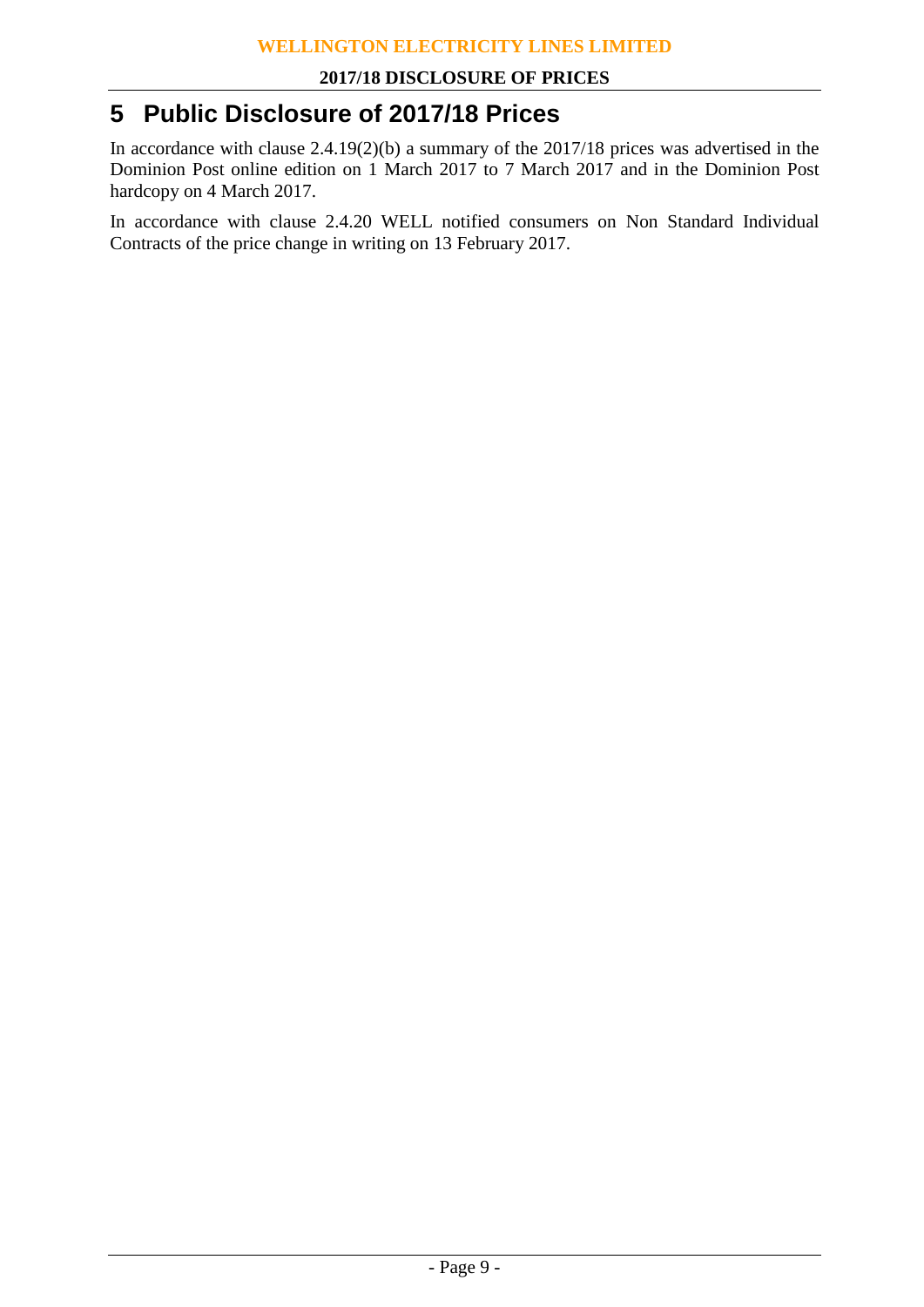## 5 Public Disclosure of 2017/18 Prices

In accordance with clause 2.4.19(2)(b) a summary of the 2017/18 prices was advertised in the Dominion Post online edition on 1 March 2017 to 7 March 2017 and in the Dominion Post hardcopy on 4 March 2017.

In accordance with clause 2.4.20 WELL notified consumers on Non Standard Individual Contracts of the price change in writing on 13 February 2017.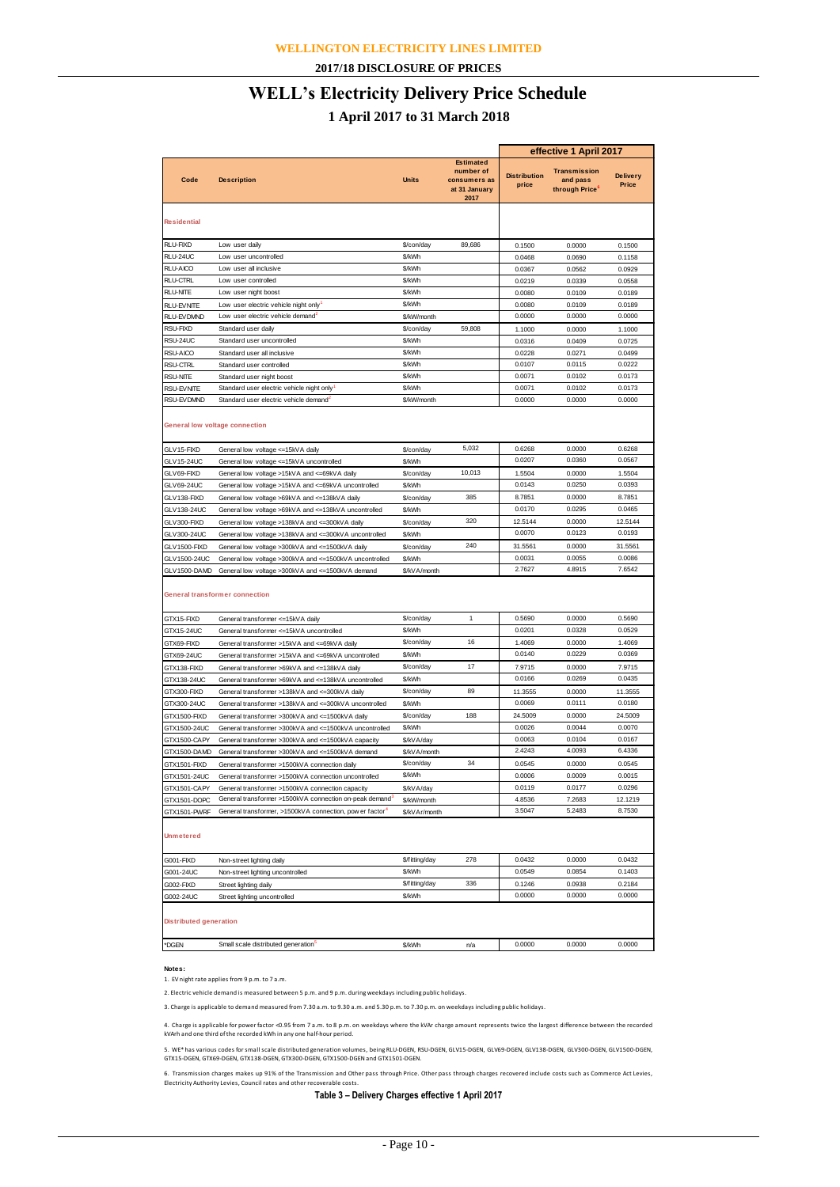**WELLINGTON ELECTRICITY LINES LIMITED**

**2017/18 DISCLOSURE OF PRICES**

# WELL's Electricity Delivery Price Schedule

## 1 April 2017 to 31 March 2018

| Code | Description | Units | Estimated number of consumers as at 31 January 2017 | effective 1 April 2017 Distribution price | Transmission and pass through Price[6] | Delivery Price |
|---|---|---|---|---|---|---|
| **Residential** | | | | | | |
| RLU-FIXD | Low user daily | $/con/day | 89,686 | 0.1500 | 0.0000 | 0.1500 |
| RLU-24UC | Low user uncontrolled | $/kWh | | 0.0468 | 0.0690 | 0.1158 |
| RLU-AICO | Low user all inclusive | $/kWh | | 0.0367 | 0.0562 | 0.0929 |
| RLU-CTRL | Low user controlled | $/kWh | | 0.0219 | 0.0339 | 0.0558 |
| RLU-NITE | Low user night boost | $/kWh | | 0.0080 | 0.0109 | 0.0189 |
| RLU-EVNITE | Low user electric vehicle night only[1] | $/kWh | | 0.0080 | 0.0109 | 0.0189 |
| RLU-EVDMND | Low user electric vehicle demand[2] | $/kW/month | | 0.0000 | 0.0000 | 0.0000 |
| RSU-FIXD | Standard user daily | $/con/day | 59,808 | 1.1000 | 0.0000 | 1.1000 |
| RSU-24UC | Standard user uncontrolled | $/kWh | | 0.0316 | 0.0409 | 0.0725 |
| RSU-AICO | Standard user all inclusive | $/kWh | | 0.0228 | 0.0271 | 0.0499 |
| RSU-CTRL | Standard user controlled | $/kWh | | 0.0107 | 0.0115 | 0.0222 |
| RSU-NITE | Standard user night boost | $/kWh | | 0.0071 | 0.0102 | 0.0173 |
| RSU-EVNITE | Standard user electric vehicle night only[1] | $/kWh | | 0.0071 | 0.0102 | 0.0173 |
| RSU-EVDMND | Standard user electric vehicle demand[2] | $/kW/month | | 0.0000 | 0.0000 | 0.0000 |
| **General low voltage connection** | | | | | | |
| GLV15-FIXD | General low voltage <=15kVA daily | $/con/day | 5,032 | 0.6268 | 0.0000 | 0.6268 |
| GLV15-24UC | General low voltage <=15kVA uncontrolled | $/kWh | | 0.0207 | 0.0360 | 0.0567 |
| GLV69-FIXD | General low voltage >15kVA and <=69kVA daily | $/con/day | 10,013 | 1.5504 | 0.0000 | 1.5504 |
| GLV69-24UC | General low voltage >15kVA and <=69kVA uncontrolled | $/kWh | | 0.0143 | 0.0250 | 0.0393 |
| GLV138-FIXD | General low voltage >69kVA and <=138kVA daily | $/con/day | 385 | 8.7851 | 0.0000 | 8.7851 |
| GLV138-24UC | General low voltage >69kVA and <=138kVA uncontrolled | $/kWh | | 0.0170 | 0.0295 | 0.0465 |
| GLV300-FIXD | General low voltage >138kVA and <=300kVA daily | $/con/day | 320 | 12.5144 | 0.0000 | 12.5144 |
| GLV300-24UC | General low voltage >138kVA and <=300kVA uncontrolled | $/kWh | | 0.0070 | 0.0123 | 0.0193 |
| GLV1500-FIXD | General low voltage >300kVA and <=1500kVA daily | $/con/day | 240 | 31.5561 | 0.0000 | 31.5561 |
| GLV1500-24UC | General low voltage >300kVA and <=1500kVA uncontrolled | $/kWh | | 0.0031 | 0.0055 | 0.0086 |
| GLV1500-DAMD | General low voltage >300kVA and <=1500kVA demand | $/kVA/month | | 2.7627 | 4.8915 | 7.6542 |
| **General transformer connection** | | | | | | |
| GTX15-FIXD | General transformer <=15kVA daily | $/con/day | 1 | 0.5690 | 0.0000 | 0.5690 |
| GTX15-24UC | General transformer <=15kVA uncontrolled | $/kWh | | 0.0201 | 0.0328 | 0.0529 |
| GTX69-FIXD | General transformer >15kVA and <=69kVA daily | $/con/day | 16 | 1.4069 | 0.0000 | 1.4069 |
| GTX69-24UC | General transformer >15kVA and <=69kVA uncontrolled | $/kWh | | 0.0140 | 0.0229 | 0.0369 |
| GTX138-FIXD | General transformer >69kVA and <=138kVA daily | $/con/day | 17 | 7.9715 | 0.0000 | 7.9715 |
| GTX138-24UC | General transformer >69kVA and <=138kVA uncontrolled | $/kWh | | 0.0166 | 0.0269 | 0.0435 |
| GTX300-FIXD | General transformer >138kVA and <=300kVA daily | $/con/day | 89 | 11.3555 | 0.0000 | 11.3555 |
| GTX300-24UC | General transformer >138kVA and <=300kVA uncontrolled | $/kWh | | 0.0069 | 0.0111 | 0.0180 |
| GTX1500-FIXD | General transformer >300kVA and <=1500kVA daily | $/con/day | 188 | 24.5009 | 0.0000 | 24.5009 |
| GTX1500-24UC | General transformer >300kVA and <=1500kVA uncontrolled | $/kWh | | 0.0026 | 0.0044 | 0.0070 |
| GTX1500-CAPY | General transformer >300kVA and <=1500kVA capacity | $/kVA/day | | 0.0063 | 0.0104 | 0.0167 |
| GTX1500-DAMD | General transformer >300kVA and <=1500kVA demand | $/kVA/month | | 2.4243 | 4.0093 | 6.4336 |
| GTX1501-FIXD | General transformer >1500kVA connection daily | $/con/day | 34 | 0.0545 | 0.0000 | 0.0545 |
| GTX1501-24UC | General transformer >1500kVA connection uncontrolled | $/kWh | | 0.0006 | 0.0009 | 0.0015 |
| GTX1501-CAPY | General transformer >1500kVA connection capacity | $/kVA/day | | 0.0119 | 0.0177 | 0.0296 |
| GTX1501-DOPC | General transformer >1500kVA connection on-peak demand[3] | $/kW/month | | 4.8536 | 7.2683 | 12.1219 |
| GTX1501-PWRF | General transformer, >1500kVA connection, power factor[4] | $/kVAr/month | | 3.5047 | 5.2483 | 8.7530 |
| **Unmetered** | | | | | | |
| G001-FIXD | Non-street lighting daily | $/fitting/day | 278 | 0.0432 | 0.0000 | 0.0432 |
| G001-24UC | Non-street lighting uncontrolled | $/kWh | | 0.0549 | 0.0854 | 0.1403 |
| G002-FIXD | Street lighting daily | $/fitting/day | 336 | 0.1246 | 0.0938 | 0.2184 |
| G002-24UC | Street lighting uncontrolled | $/kWh | | 0.0000 | 0.0000 | 0.0000 |
| **Distributed generation** | | | | | | |
| *DGEN | Small scale distributed generation[5] | $/kWh | n/a | 0.0000 | 0.0000 | 0.0000 |

**Notes:**

1. EV night rate applies from 9 p.m. to 7 a.m.

2. Electric vehicle demand is measured between 5 p.m. and 9 p.m. during weekdays including public holidays.

3. Charge is applicable to demand measured from 7.30 a.m. to 9.30 a.m. and 5.30 p.m. to 7.30 p.m. on weekdays including public holidays.

4. Charge is applicable for power factor <0.95 from 7 a.m. to 8 p.m. on weekdays where the kVAr charge amount represents twice the largest difference between the recorded kVArh and one third of the recorded kWh in any one half-hour period.

5. WE* has various codes for small scale distributed generation volumes, being RLU-DGEN, RSU-DGEN, GLV15-DGEN, GLV69-DGEN, GLV138-DGEN, GLV300-DGEN, GLV1500-DGEN, GTX15-DGEN, GTX69-DGEN, GTX138-DGEN, GTX300-DGEN, GTX1500-DGEN and GTX1501-DGEN.

6. Transmission charges makes up 91% of the Transmission and Other pass through Price. Other pass through charges recovered include costs such as Commerce Act Levies, Electricity Authority Levies, Council rates and other recoverable costs.

**Table 3 – Delivery Charges effective 1 April 2017**